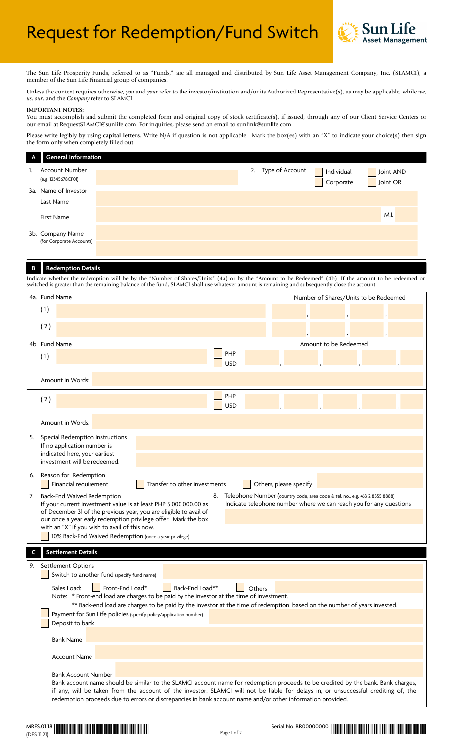# Request for Redemption/Fund Switch

Sun Life Asset Management

The Sun Life Prosperity Funds, referred to as "Funds," are all managed and distributed by Sun Life Asset Management Company, Inc. (SLAMCI), a member of the Sun Life Financial group of companies.

Unless the context requires otherwise, *you* and *your* refer to the investor/institution and/or its Authorized Representative(s), as may be applicable, while *we*, *us*, *our*, and the *Company* refer to SLAMCI.

**IMPORTANT NOTES:**
You must accomplish and submit the completed form and original copy of stock certificate(s), if issued, through any of our Client Service Centers or our email at RequestSLAMCI@sunlife.com. For inquiries, please send an email to sunlink@sunlife.com.

Please write legibly by using **capital letters.** Write N/A if question is not applicable. Mark the box(es) with an "X" to indicate your choice(s) then sign the form only when completely filled out.

## A General Information

1. Account Number (e.g. 12345678CF01)
2. Type of Account
   - [ ] Individual
   - [ ] Joint AND
   - [ ] Corporate
   - [ ] Joint OR

3a. Name of Investor

- Last Name
- First Name
- M.I.

3b. Company Name (for Corporate Accounts)

## B Redemption Details

Indicate whether the redemption will be by the "Number of Shares/Units" (4a) or by the "Amount to be Redeemed" (4b). If the amount to be redeemed or switched is greater than the remaining balance of the fund, SLAMCI shall use whatever amount is remaining and subsequently close the account.

| 4a. Fund Name | Number of Shares/Units to be Redeemed |
|---|---|
| (1) | , , , |
| (2) | , , , |

| 4b. Fund Name | | Amount to be Redeemed |
|---|---|---|
| (1) | [ ] PHP [ ] USD | , , , . |
| Amount in Words: | | |
| (2) | [ ] PHP [ ] USD | , , , . |
| Amount in Words: | | |

5. Special Redemption Instructions
   If no application number is indicated here, your earliest investment will be redeemed.

6. Reason for Redemption
   - [ ] Financial requirement
   - [ ] Transfer to other investments
   - [ ] Others, please specify

7. Back-End Waived Redemption
   If your current investment value is at least PHP 5,000,000.00 as of December 31 of the previous year, you are eligible to avail of our once a year early redemption privilege offer. Mark the box with an "X" if you wish to avail of this now.
   - [ ] 10% Back-End Waived Redemption (once a year privilege)

8. Telephone Number (country code, area code & tel. no., e.g. +63 2 8555 8888)
   Indicate telephone number where we can reach you for any questions

## C Settlement Details

9. Settlement Options
   - [ ] Switch to another fund (specify fund name)

     Sales Load: [ ] Front-End Load* [ ] Back-End Load** [ ] Others

     Note: * Front-end load are charges to be paid by the investor at the time of investment.
     ** Back-end load are charges to be paid by the investor at the time of redemption, based on the number of years invested.
   - [ ] Payment for Sun Life policies (specify policy/application number)
   - [ ] Deposit to bank

     Bank Name

     Account Name

     Bank Account Number

     Bank account name should be similar to the SLAMCI account name for redemption proceeds to be credited by the bank. Bank charges, if any, will be taken from the account of the investor. SLAMCI will not be liable for delays in, or unsuccessful crediting of, the redemption proceeds due to errors or discrepancies in bank account name and/or other information provided.

MRFS.01.18 (DES 11.21)

Serial No. RR00000000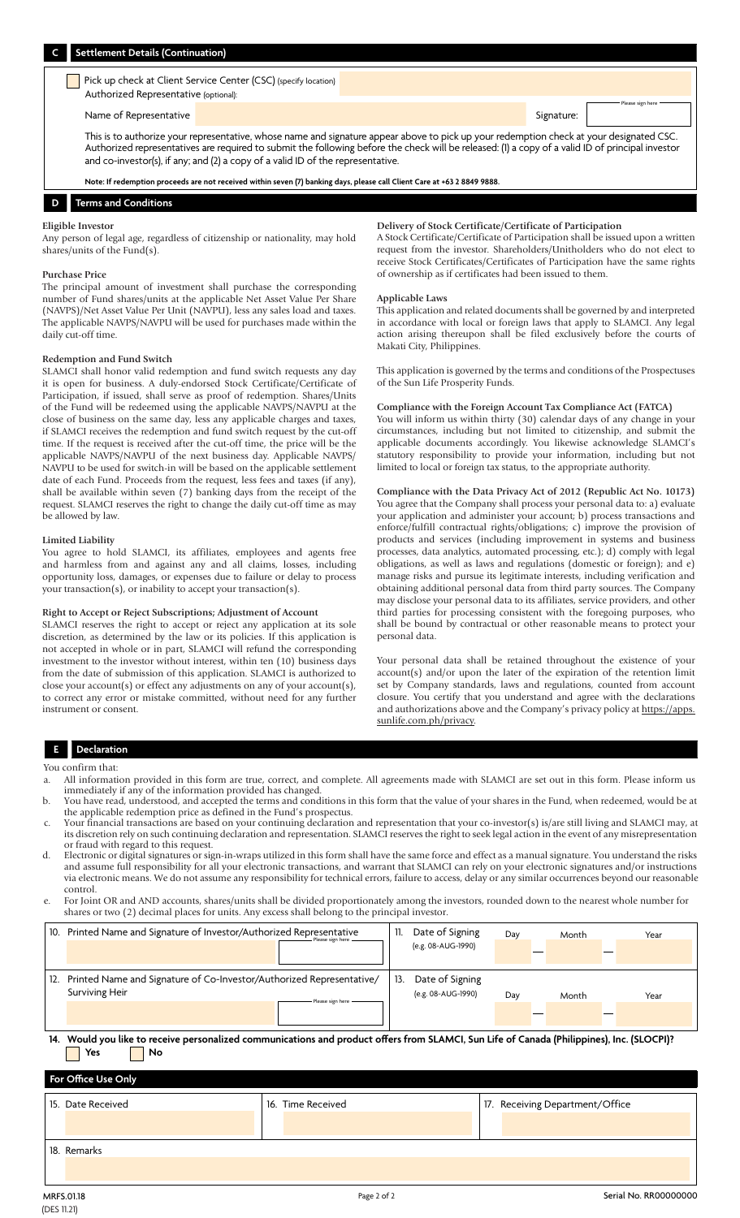## C Settlement Details (Continuation)

☐ Pick up check at Client Service Center (CSC) (specify location)

Authorized Representative (optional):

Name of Representative | Signature: (Please sign here)

This is to authorize your representative, whose name and signature appear above to pick up your redemption check at your designated CSC. Authorized representatives are required to submit the following before the check will be released: (1) a copy of a valid ID of principal investor and co-investor(s), if any; and (2) a copy of a valid ID of the representative.

**Note: If redemption proceeds are not received within seven (7) banking days, please call Client Care at +63 2 8849 9888.**

## D Terms and Conditions

**Eligible Investor**

Any person of legal age, regardless of citizenship or nationality, may hold shares/units of the Fund(s).

**Purchase Price**

The principal amount of investment shall purchase the corresponding number of Fund shares/units at the applicable Net Asset Value Per Share (NAVPS)/Net Asset Value Per Unit (NAVPU), less any sales load and taxes. The applicable NAVPS/NAVPU will be used for purchases made within the daily cut-off time.

**Redemption and Fund Switch**

SLAMCI shall honor valid redemption and fund switch requests any day it is open for business. A duly-endorsed Stock Certificate/Certificate of Participation, if issued, shall serve as proof of redemption. Shares/Units of the Fund will be redeemed using the applicable NAVPS/NAVPU at the close of business on the same day, less any applicable charges and taxes, if SLAMCI receives the redemption and fund switch request by the cut-off time. If the request is received after the cut-off time, the price will be the applicable NAVPS/NAVPU of the next business day. Applicable NAVPS/NAVPU to be used for switch-in will be based on the applicable settlement date of each Fund. Proceeds from the request, less fees and taxes (if any), shall be available within seven (7) banking days from the receipt of the request. SLAMCI reserves the right to change the daily cut-off time as may be allowed by law.

**Limited Liability**

You agree to hold SLAMCI, its affiliates, employees and agents free and harmless from and against any and all claims, losses, including opportunity loss, damages, or expenses due to failure or delay to process your transaction(s), or inability to accept your transaction(s).

**Right to Accept or Reject Subscriptions; Adjustment of Account**

SLAMCI reserves the right to accept or reject any application at its sole discretion, as determined by the law or its policies. If this application is not accepted in whole or in part, SLAMCI will refund the corresponding investment to the investor without interest, within ten (10) business days from the date of submission of this application. SLAMCI is authorized to close your account(s) or effect any adjustments on any of your account(s), to correct any error or mistake committed, without need for any further instrument or consent.

**Delivery of Stock Certificate/Certificate of Participation**

A Stock Certificate/Certificate of Participation shall be issued upon a written request from the investor. Shareholders/Unitholders who do not elect to receive Stock Certificates/Certificates of Participation have the same rights of ownership as if certificates had been issued to them.

**Applicable Laws**

This application and related documents shall be governed by and interpreted in accordance with local or foreign laws that apply to SLAMCI. Any legal action arising thereupon shall be filed exclusively before the courts of Makati City, Philippines.

This application is governed by the terms and conditions of the Prospectuses of the Sun Life Prosperity Funds.

**Compliance with the Foreign Account Tax Compliance Act (FATCA)**

You will inform us within thirty (30) calendar days of any change in your circumstances, including but not limited to citizenship, and submit the applicable documents accordingly. You likewise acknowledge SLAMCI's statutory responsibility to provide your information, including but not limited to local or foreign tax status, to the appropriate authority.

**Compliance with the Data Privacy Act of 2012 (Republic Act No. 10173)**

You agree that the Company shall process your personal data to: a) evaluate your application and administer your account; b) process transactions and enforce/fulfill contractual rights/obligations; c) improve the provision of products and services (including improvement in systems and business processes, data analytics, automated processing, etc.); d) comply with legal obligations, as well as laws and regulations (domestic or foreign); and e) manage risks and pursue its legitimate interests, including verification and obtaining additional personal data from third party sources. The Company may disclose your personal data to its affiliates, service providers, and other third parties for processing consistent with the foregoing purposes, who shall be bound by contractual or other reasonable means to protect your personal data.

Your personal data shall be retained throughout the existence of your account(s) and/or upon the later of the expiration of the retention limit set by Company standards, laws and regulations, counted from account closure. You certify that you understand and agree with the declarations and authorizations above and the Company's privacy policy at https://apps.sunlife.com.ph/privacy.

## E Declaration

You confirm that:

a. All information provided in this form are true, correct, and complete. All agreements made with SLAMCI are set out in this form. Please inform us immediately if any of the information provided has changed.
b. You have read, understood, and accepted the terms and conditions in this form that the value of your shares in the Fund, when redeemed, would be at the applicable redemption price as defined in the Fund's prospectus.
c. Your financial transactions are based on your continuing declaration and representation that your co-investor(s) is/are still living and SLAMCI may, at its discretion rely on such continuing declaration and representation. SLAMCI reserves the right to seek legal action in the event of any misrepresentation or fraud with regard to this request.
d. Electronic or digital signatures or sign-in-wraps utilized in this form shall have the same force and effect as a manual signature. You understand the risks and assume full responsibility for all your electronic transactions, and warrant that SLAMCI can rely on your electronic signatures and/or instructions via electronic means. We do not assume any responsibility for technical errors, failure to access, delay or any similar occurrences beyond our reasonable control.
e. For Joint OR and AND accounts, shares/units shall be divided proportionately among the investors, rounded down to the nearest whole number for shares or two (2) decimal places for units. Any excess shall belong to the principal investor.

| | |
|---|---|
| 10. Printed Name and Signature of Investor/Authorized Representative (Please sign here) | 11. Date of Signing (e.g. 08-AUG-1990) Day — Month — Year |
| 12. Printed Name and Signature of Co-Investor/Authorized Representative/ Surviving Heir (Please sign here) | 13. Date of Signing (e.g. 08-AUG-1990) Day — Month — Year |

**14. Would you like to receive personalized communications and product offers from SLAMCI, Sun Life of Canada (Philippines), Inc. (SLOCPI)?**

☐ Yes ☐ No

### For Office Use Only

| 15. Date Received | 16. Time Received | 17. Receiving Department/Office |
|---|---|---|
| | | |

18. Remarks

MRFS.01.18
(DES 11.21)

Serial No. RR00000000